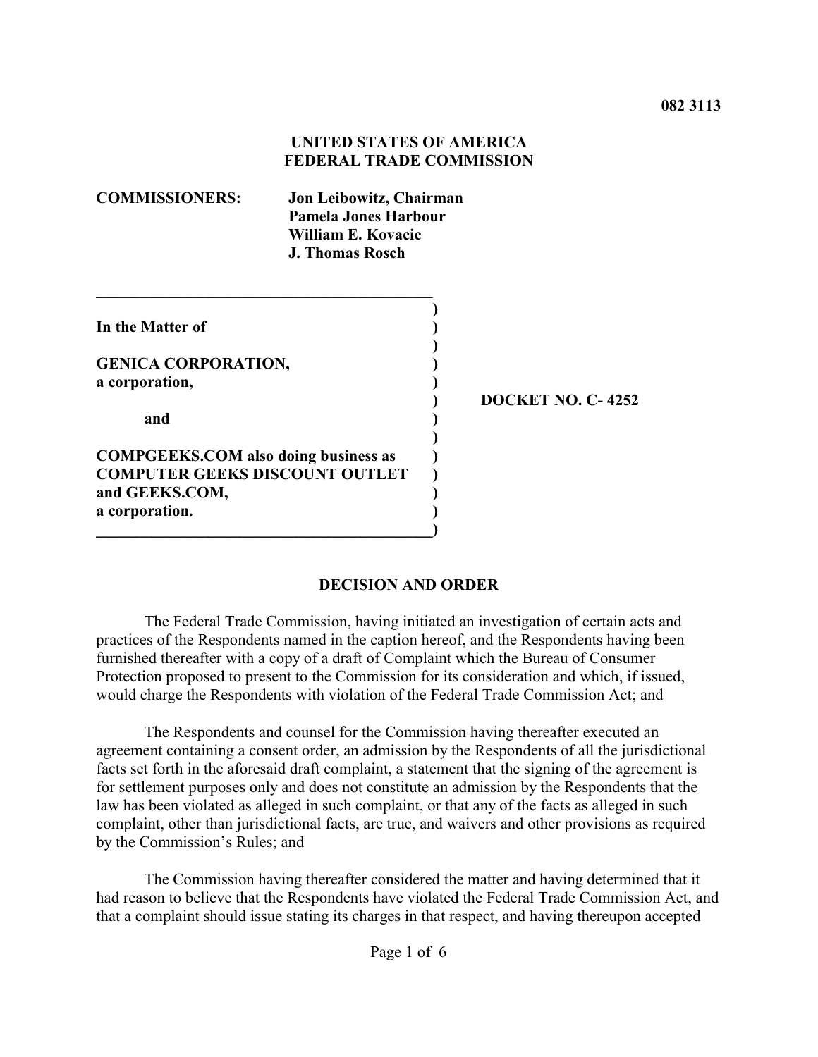**082 3113**

**UNITED STATES OF AMERICA**
**FEDERAL TRADE COMMISSION**

**COMMISSIONERS:** **Jon Leibowitz, Chairman**
**Pamela Jones Harbour**
**William E. Kovacic**
**J. Thomas Rosch**

**In the Matter of**

**GENICA CORPORATION,**
**a corporation,**

**and**

**COMPGEEKS.COM also doing business as**
**COMPUTER GEEKS DISCOUNT OUTLET**
**and GEEKS.COM,**
**a corporation.**

**DOCKET NO. C- 4252**

## DECISION AND ORDER

The Federal Trade Commission, having initiated an investigation of certain acts and practices of the Respondents named in the caption hereof, and the Respondents having been furnished thereafter with a copy of a draft of Complaint which the Bureau of Consumer Protection proposed to present to the Commission for its consideration and which, if issued, would charge the Respondents with violation of the Federal Trade Commission Act; and

The Respondents and counsel for the Commission having thereafter executed an agreement containing a consent order, an admission by the Respondents of all the jurisdictional facts set forth in the aforesaid draft complaint, a statement that the signing of the agreement is for settlement purposes only and does not constitute an admission by the Respondents that the law has been violated as alleged in such complaint, or that any of the facts as alleged in such complaint, other than jurisdictional facts, are true, and waivers and other provisions as required by the Commission's Rules; and

The Commission having thereafter considered the matter and having determined that it had reason to believe that the Respondents have violated the Federal Trade Commission Act, and that a complaint should issue stating its charges in that respect, and having thereupon accepted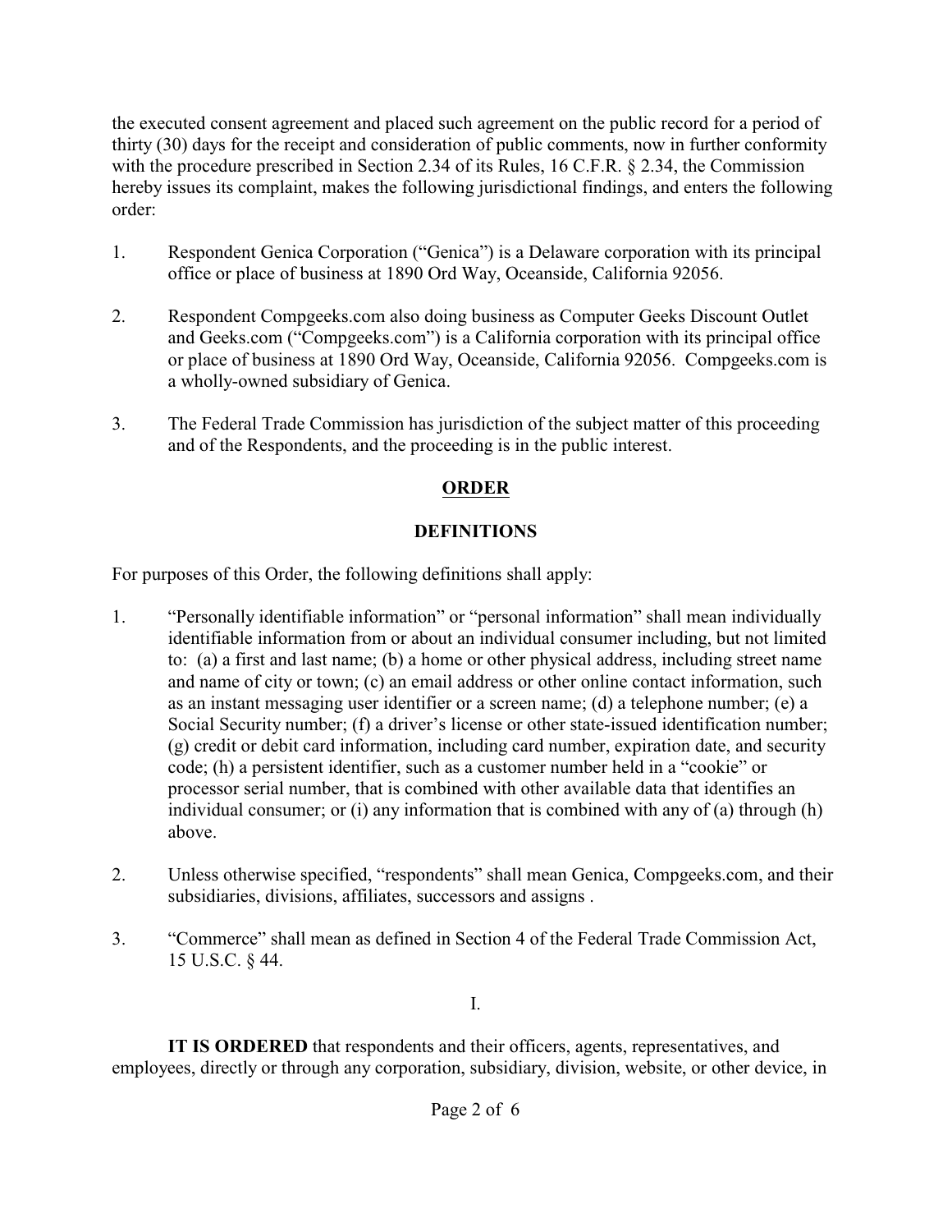the executed consent agreement and placed such agreement on the public record for a period of thirty (30) days for the receipt and consideration of public comments, now in further conformity with the procedure prescribed in Section 2.34 of its Rules, 16 C.F.R. § 2.34, the Commission hereby issues its complaint, makes the following jurisdictional findings, and enters the following order:

1. Respondent Genica Corporation ("Genica") is a Delaware corporation with its principal office or place of business at 1890 Ord Way, Oceanside, California 92056.

2. Respondent Compgeeks.com also doing business as Computer Geeks Discount Outlet and Geeks.com ("Compgeeks.com") is a California corporation with its principal office or place of business at 1890 Ord Way, Oceanside, California 92056. Compgeeks.com is a wholly-owned subsidiary of Genica.

3. The Federal Trade Commission has jurisdiction of the subject matter of this proceeding and of the Respondents, and the proceeding is in the public interest.

## ORDER

### DEFINITIONS

For purposes of this Order, the following definitions shall apply:

1. "Personally identifiable information" or "personal information" shall mean individually identifiable information from or about an individual consumer including, but not limited to: (a) a first and last name; (b) a home or other physical address, including street name and name of city or town; (c) an email address or other online contact information, such as an instant messaging user identifier or a screen name; (d) a telephone number; (e) a Social Security number; (f) a driver's license or other state-issued identification number; (g) credit or debit card information, including card number, expiration date, and security code; (h) a persistent identifier, such as a customer number held in a "cookie" or processor serial number, that is combined with other available data that identifies an individual consumer; or (i) any information that is combined with any of (a) through (h) above.

2. Unless otherwise specified, "respondents" shall mean Genica, Compgeeks.com, and their subsidiaries, divisions, affiliates, successors and assigns .

3. "Commerce" shall mean as defined in Section 4 of the Federal Trade Commission Act, 15 U.S.C. § 44.

I.

**IT IS ORDERED** that respondents and their officers, agents, representatives, and employees, directly or through any corporation, subsidiary, division, website, or other device, in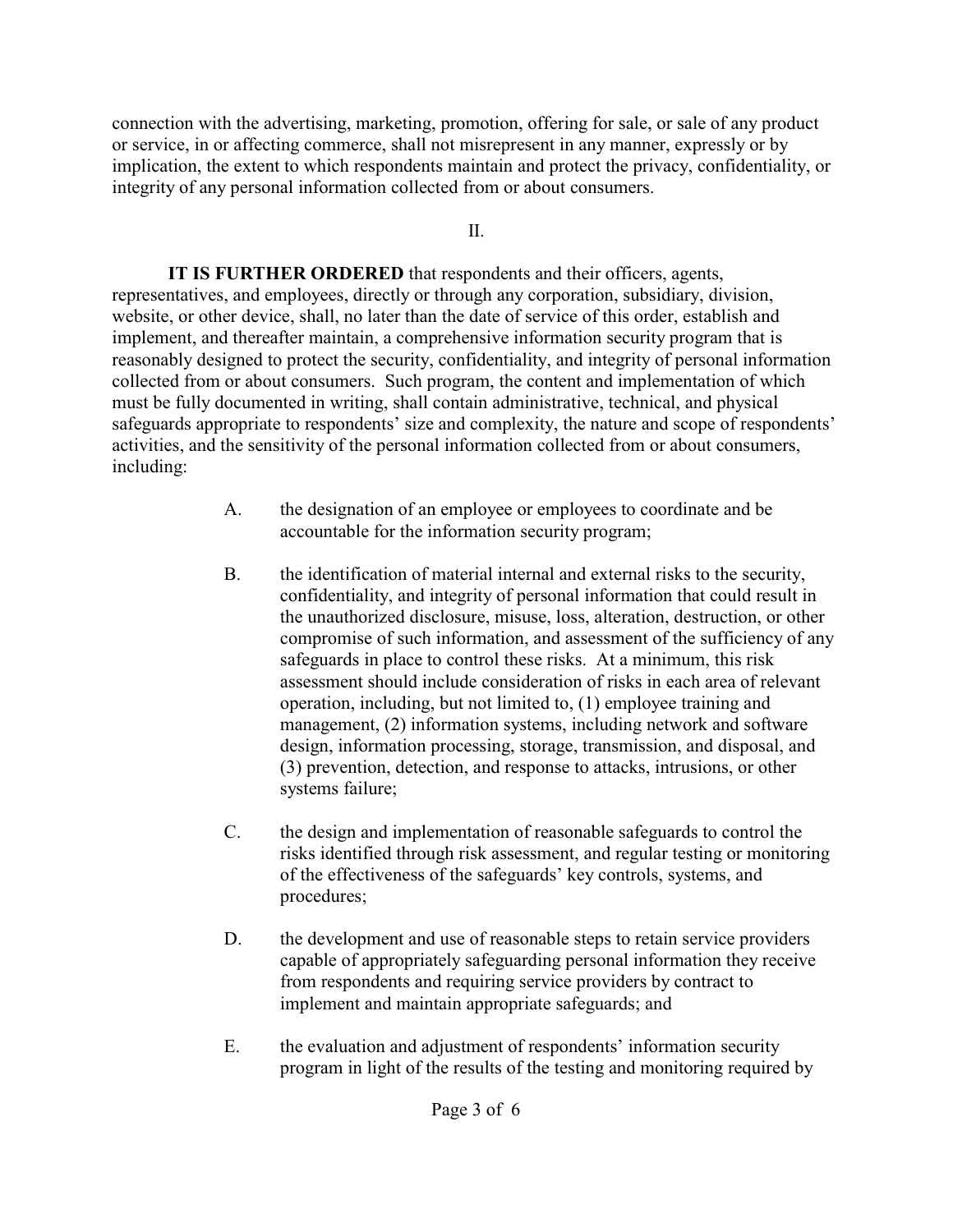connection with the advertising, marketing, promotion, offering for sale, or sale of any product or service, in or affecting commerce, shall not misrepresent in any manner, expressly or by implication, the extent to which respondents maintain and protect the privacy, confidentiality, or integrity of any personal information collected from or about consumers.

II.

**IT IS FURTHER ORDERED** that respondents and their officers, agents, representatives, and employees, directly or through any corporation, subsidiary, division, website, or other device, shall, no later than the date of service of this order, establish and implement, and thereafter maintain, a comprehensive information security program that is reasonably designed to protect the security, confidentiality, and integrity of personal information collected from or about consumers. Such program, the content and implementation of which must be fully documented in writing, shall contain administrative, technical, and physical safeguards appropriate to respondents' size and complexity, the nature and scope of respondents' activities, and the sensitivity of the personal information collected from or about consumers, including:

A. the designation of an employee or employees to coordinate and be accountable for the information security program;

B. the identification of material internal and external risks to the security, confidentiality, and integrity of personal information that could result in the unauthorized disclosure, misuse, loss, alteration, destruction, or other compromise of such information, and assessment of the sufficiency of any safeguards in place to control these risks. At a minimum, this risk assessment should include consideration of risks in each area of relevant operation, including, but not limited to, (1) employee training and management, (2) information systems, including network and software design, information processing, storage, transmission, and disposal, and (3) prevention, detection, and response to attacks, intrusions, or other systems failure;

C. the design and implementation of reasonable safeguards to control the risks identified through risk assessment, and regular testing or monitoring of the effectiveness of the safeguards' key controls, systems, and procedures;

D. the development and use of reasonable steps to retain service providers capable of appropriately safeguarding personal information they receive from respondents and requiring service providers by contract to implement and maintain appropriate safeguards; and

E. the evaluation and adjustment of respondents' information security program in light of the results of the testing and monitoring required by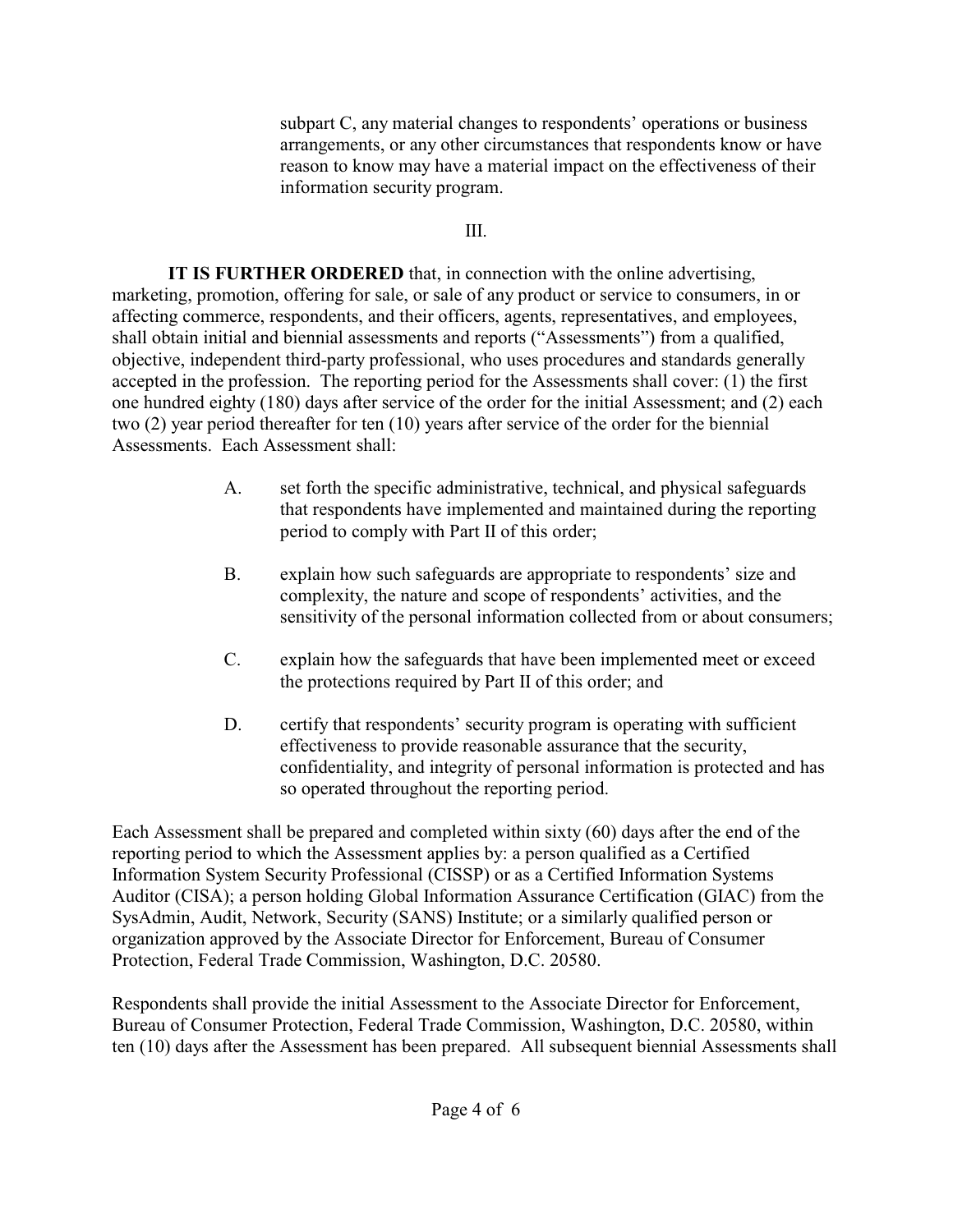subpart C, any material changes to respondents' operations or business arrangements, or any other circumstances that respondents know or have reason to know may have a material impact on the effectiveness of their information security program.

III.

**IT IS FURTHER ORDERED** that, in connection with the online advertising, marketing, promotion, offering for sale, or sale of any product or service to consumers, in or affecting commerce, respondents, and their officers, agents, representatives, and employees, shall obtain initial and biennial assessments and reports ("Assessments") from a qualified, objective, independent third-party professional, who uses procedures and standards generally accepted in the profession. The reporting period for the Assessments shall cover: (1) the first one hundred eighty (180) days after service of the order for the initial Assessment; and (2) each two (2) year period thereafter for ten (10) years after service of the order for the biennial Assessments. Each Assessment shall:

A. set forth the specific administrative, technical, and physical safeguards that respondents have implemented and maintained during the reporting period to comply with Part II of this order;

B. explain how such safeguards are appropriate to respondents' size and complexity, the nature and scope of respondents' activities, and the sensitivity of the personal information collected from or about consumers;

C. explain how the safeguards that have been implemented meet or exceed the protections required by Part II of this order; and

D. certify that respondents' security program is operating with sufficient effectiveness to provide reasonable assurance that the security, confidentiality, and integrity of personal information is protected and has so operated throughout the reporting period.

Each Assessment shall be prepared and completed within sixty (60) days after the end of the reporting period to which the Assessment applies by: a person qualified as a Certified Information System Security Professional (CISSP) or as a Certified Information Systems Auditor (CISA); a person holding Global Information Assurance Certification (GIAC) from the SysAdmin, Audit, Network, Security (SANS) Institute; or a similarly qualified person or organization approved by the Associate Director for Enforcement, Bureau of Consumer Protection, Federal Trade Commission, Washington, D.C. 20580.

Respondents shall provide the initial Assessment to the Associate Director for Enforcement, Bureau of Consumer Protection, Federal Trade Commission, Washington, D.C. 20580, within ten (10) days after the Assessment has been prepared. All subsequent biennial Assessments shall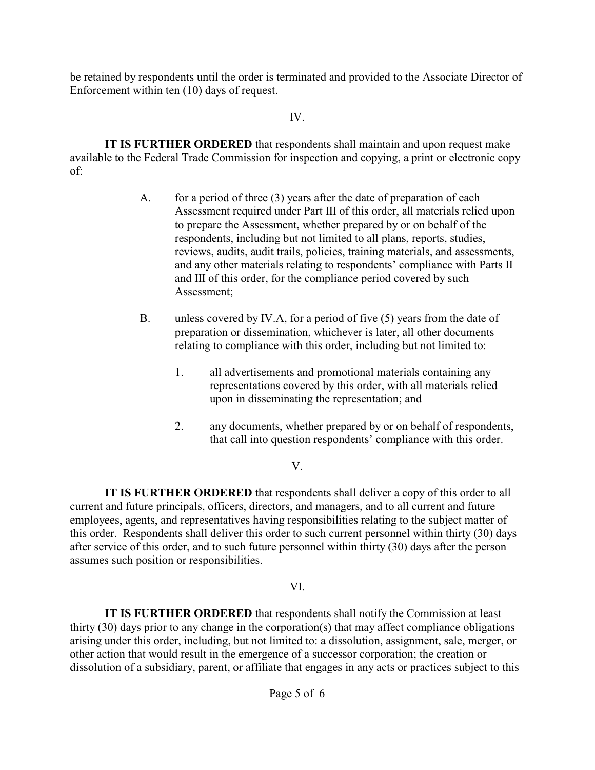be retained by respondents until the order is terminated and provided to the Associate Director of Enforcement within ten (10) days of request.

IV.

**IT IS FURTHER ORDERED** that respondents shall maintain and upon request make available to the Federal Trade Commission for inspection and copying, a print or electronic copy of:

A. for a period of three (3) years after the date of preparation of each Assessment required under Part III of this order, all materials relied upon to prepare the Assessment, whether prepared by or on behalf of the respondents, including but not limited to all plans, reports, studies, reviews, audits, audit trails, policies, training materials, and assessments, and any other materials relating to respondents' compliance with Parts II and III of this order, for the compliance period covered by such Assessment;

B. unless covered by IV.A, for a period of five (5) years from the date of preparation or dissemination, whichever is later, all other documents relating to compliance with this order, including but not limited to:

   1. all advertisements and promotional materials containing any representations covered by this order, with all materials relied upon in disseminating the representation; and

   2. any documents, whether prepared by or on behalf of respondents, that call into question respondents' compliance with this order.

V.

**IT IS FURTHER ORDERED** that respondents shall deliver a copy of this order to all current and future principals, officers, directors, and managers, and to all current and future employees, agents, and representatives having responsibilities relating to the subject matter of this order. Respondents shall deliver this order to such current personnel within thirty (30) days after service of this order, and to such future personnel within thirty (30) days after the person assumes such position or responsibilities.

VI.

**IT IS FURTHER ORDERED** that respondents shall notify the Commission at least thirty (30) days prior to any change in the corporation(s) that may affect compliance obligations arising under this order, including, but not limited to: a dissolution, assignment, sale, merger, or other action that would result in the emergence of a successor corporation; the creation or dissolution of a subsidiary, parent, or affiliate that engages in any acts or practices subject to this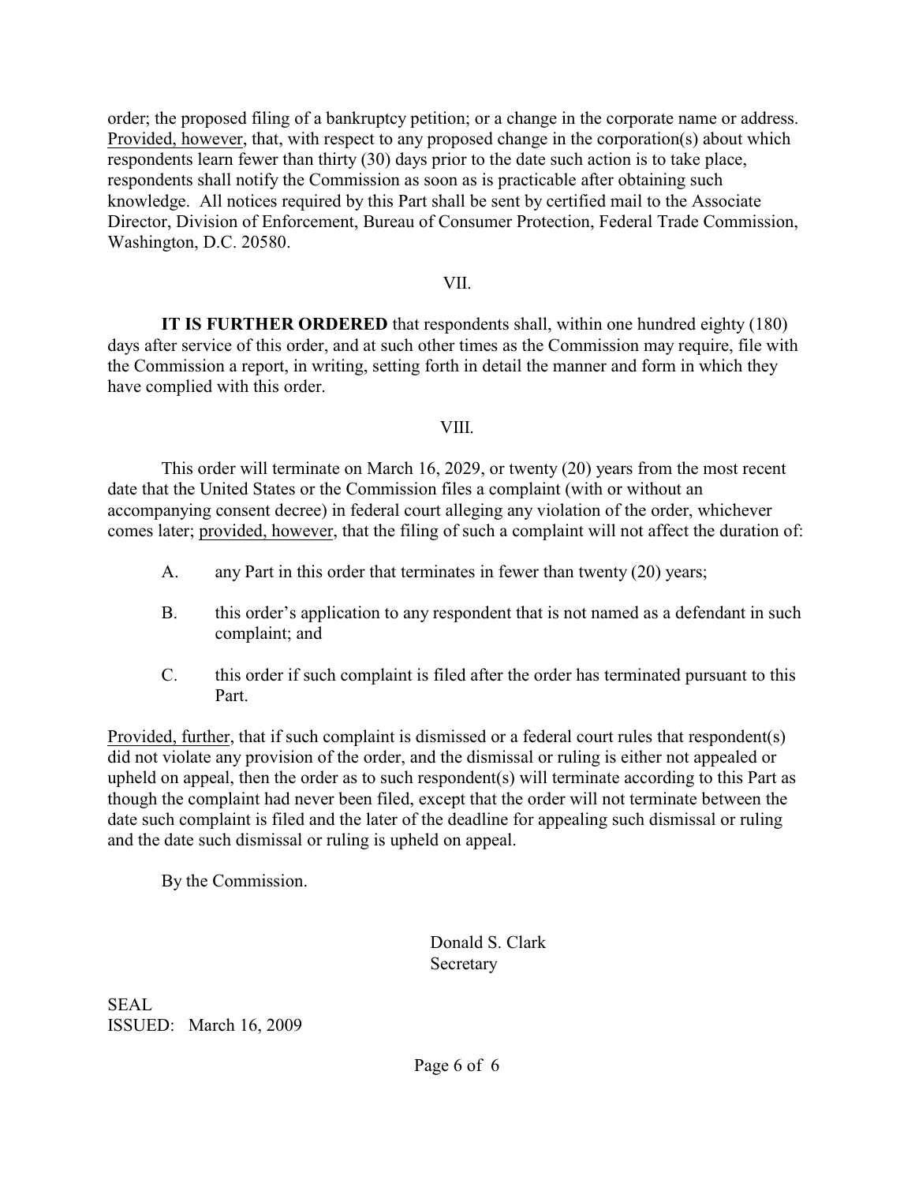order; the proposed filing of a bankruptcy petition; or a change in the corporate name or address. Provided, however, that, with respect to any proposed change in the corporation(s) about which respondents learn fewer than thirty (30) days prior to the date such action is to take place, respondents shall notify the Commission as soon as is practicable after obtaining such knowledge. All notices required by this Part shall be sent by certified mail to the Associate Director, Division of Enforcement, Bureau of Consumer Protection, Federal Trade Commission, Washington, D.C. 20580.

VII.

**IT IS FURTHER ORDERED** that respondents shall, within one hundred eighty (180) days after service of this order, and at such other times as the Commission may require, file with the Commission a report, in writing, setting forth in detail the manner and form in which they have complied with this order.

VIII.

This order will terminate on March 16, 2029, or twenty (20) years from the most recent date that the United States or the Commission files a complaint (with or without an accompanying consent decree) in federal court alleging any violation of the order, whichever comes later; provided, however, that the filing of such a complaint will not affect the duration of:

A. any Part in this order that terminates in fewer than twenty (20) years;

B. this order's application to any respondent that is not named as a defendant in such complaint; and

C. this order if such complaint is filed after the order has terminated pursuant to this Part.

Provided, further, that if such complaint is dismissed or a federal court rules that respondent(s) did not violate any provision of the order, and the dismissal or ruling is either not appealed or upheld on appeal, then the order as to such respondent(s) will terminate according to this Part as though the complaint had never been filed, except that the order will not terminate between the date such complaint is filed and the later of the deadline for appealing such dismissal or ruling and the date such dismissal or ruling is upheld on appeal.

By the Commission.

Donald S. Clark
Secretary

SEAL
ISSUED: March 16, 2009